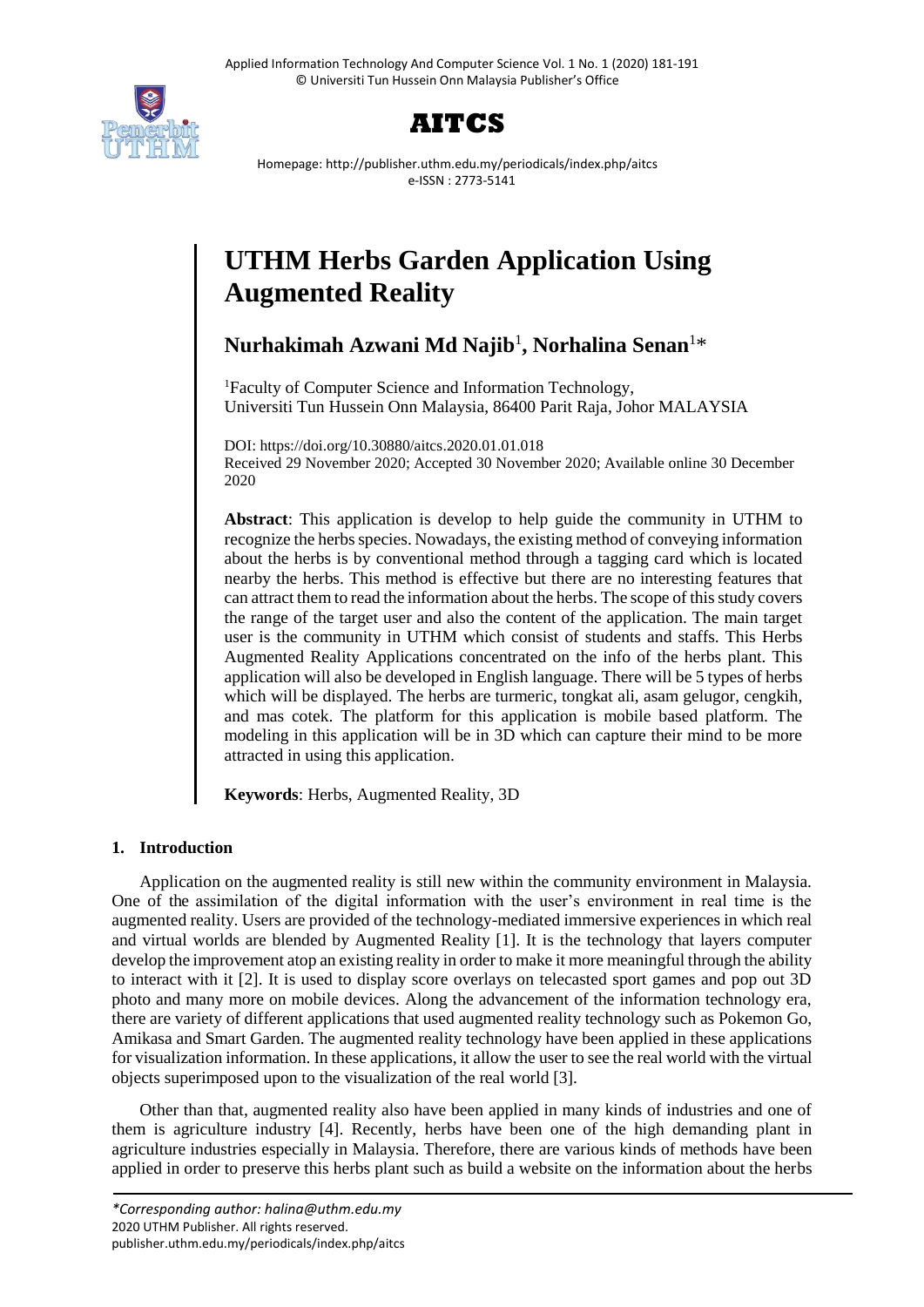# UTHM Herbs Garden Application Using Augmented Reality

**Nurhakimah Azwani Md Najib**[1], **Norhalina Senan**[1]*

[1]Faculty of Computer Science and Information Technology, Universiti Tun Hussein Onn Malaysia, 86400 Parit Raja, Johor MALAYSIA

DOI: https://doi.org/10.30880/aitcs.2020.01.01.018
Received 29 November 2020; Accepted 30 November 2020; Available online 30 December 2020

**Abstract**: This application is develop to help guide the community in UTHM to recognize the herbs species. Nowadays, the existing method of conveying information about the herbs is by conventional method through a tagging card which is located nearby the herbs. This method is effective but there are no interesting features that can attract them to read the information about the herbs. The scope of this study covers the range of the target user and also the content of the application. The main target user is the community in UTHM which consist of students and staffs. This Herbs Augmented Reality Applications concentrated on the info of the herbs plant. This application will also be developed in English language. There will be 5 types of herbs which will be displayed. The herbs are turmeric, tongkat ali, asam gelugor, cengkih, and mas cotek. The platform for this application is mobile based platform. The modeling in this application will be in 3D which can capture their mind to be more attracted in using this application.

**Keywords**: Herbs, Augmented Reality, 3D

## 1. Introduction

Application on the augmented reality is still new within the community environment in Malaysia. One of the assimilation of the digital information with the user's environment in real time is the augmented reality. Users are provided of the technology-mediated immersive experiences in which real and virtual worlds are blended by Augmented Reality [1]. It is the technology that layers computer develop the improvement atop an existing reality in order to make it more meaningful through the ability to interact with it [2]. It is used to display score overlays on telecasted sport games and pop out 3D photo and many more on mobile devices. Along the advancement of the information technology era, there are variety of different applications that used augmented reality technology such as Pokemon Go, Amikasa and Smart Garden. The augmented reality technology have been applied in these applications for visualization information. In these applications, it allow the user to see the real world with the virtual objects superimposed upon to the visualization of the real world [3].

Other than that, augmented reality also have been applied in many kinds of industries and one of them is agriculture industry [4]. Recently, herbs have been one of the high demanding plant in agriculture industries especially in Malaysia. Therefore, there are various kinds of methods have been applied in order to preserve this herbs plant such as build a website on the information about the herbs

*Corresponding author: halina@uthm.edu.my
2020 UTHM Publisher. All rights reserved.
publisher.uthm.edu.my/periodicals/index.php/aitcs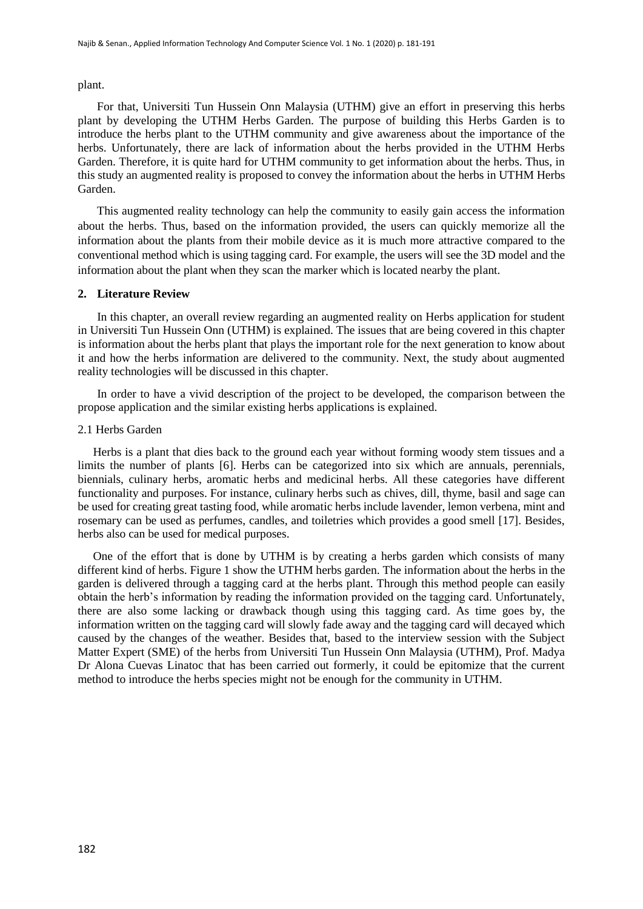plant.

For that, Universiti Tun Hussein Onn Malaysia (UTHM) give an effort in preserving this herbs plant by developing the UTHM Herbs Garden. The purpose of building this Herbs Garden is to introduce the herbs plant to the UTHM community and give awareness about the importance of the herbs. Unfortunately, there are lack of information about the herbs provided in the UTHM Herbs Garden. Therefore, it is quite hard for UTHM community to get information about the herbs. Thus, in this study an augmented reality is proposed to convey the information about the herbs in UTHM Herbs Garden.

This augmented reality technology can help the community to easily gain access the information about the herbs. Thus, based on the information provided, the users can quickly memorize all the information about the plants from their mobile device as it is much more attractive compared to the conventional method which is using tagging card. For example, the users will see the 3D model and the information about the plant when they scan the marker which is located nearby the plant.

## 2. Literature Review

In this chapter, an overall review regarding an augmented reality on Herbs application for student in Universiti Tun Hussein Onn (UTHM) is explained. The issues that are being covered in this chapter is information about the herbs plant that plays the important role for the next generation to know about it and how the herbs information are delivered to the community. Next, the study about augmented reality technologies will be discussed in this chapter.

In order to have a vivid description of the project to be developed, the comparison between the propose application and the similar existing herbs applications is explained.

### 2.1 Herbs Garden

Herbs is a plant that dies back to the ground each year without forming woody stem tissues and a limits the number of plants [6]. Herbs can be categorized into six which are annuals, perennials, biennials, culinary herbs, aromatic herbs and medicinal herbs. All these categories have different functionality and purposes. For instance, culinary herbs such as chives, dill, thyme, basil and sage can be used for creating great tasting food, while aromatic herbs include lavender, lemon verbena, mint and rosemary can be used as perfumes, candles, and toiletries which provides a good smell [17]. Besides, herbs also can be used for medical purposes.

One of the effort that is done by UTHM is by creating a herbs garden which consists of many different kind of herbs. Figure 1 show the UTHM herbs garden. The information about the herbs in the garden is delivered through a tagging card at the herbs plant. Through this method people can easily obtain the herb's information by reading the information provided on the tagging card. Unfortunately, there are also some lacking or drawback though using this tagging card. As time goes by, the information written on the tagging card will slowly fade away and the tagging card will decayed which caused by the changes of the weather. Besides that, based to the interview session with the Subject Matter Expert (SME) of the herbs from Universiti Tun Hussein Onn Malaysia (UTHM), Prof. Madya Dr Alona Cuevas Linatoc that has been carried out formerly, it could be epitomize that the current method to introduce the herbs species might not be enough for the community in UTHM.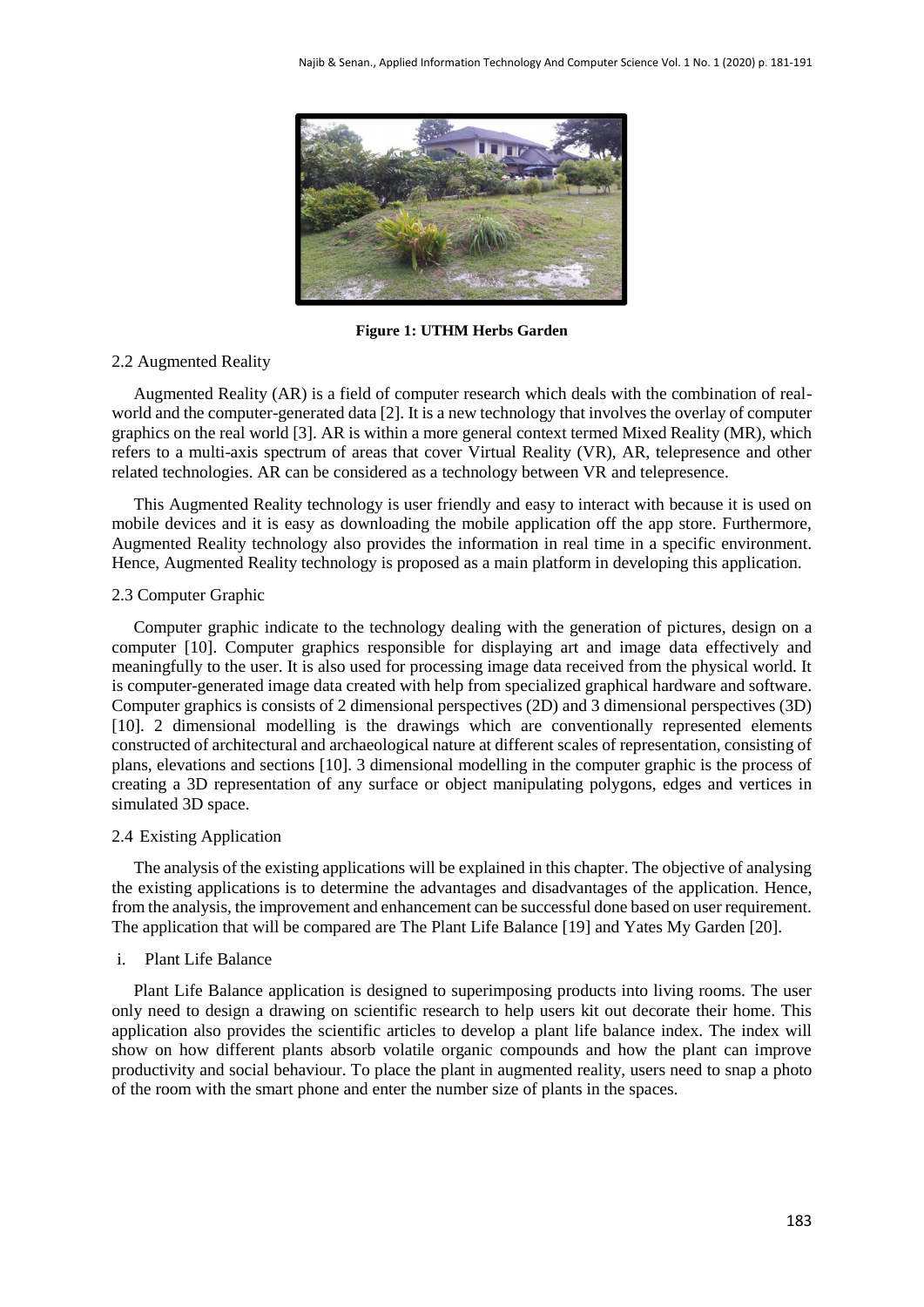**Figure 1: UTHM Herbs Garden**

## 2.2 Augmented Reality

Augmented Reality (AR) is a field of computer research which deals with the combination of real-world and the computer-generated data [2]. It is a new technology that involves the overlay of computer graphics on the real world [3]. AR is within a more general context termed Mixed Reality (MR), which refers to a multi-axis spectrum of areas that cover Virtual Reality (VR), AR, telepresence and other related technologies. AR can be considered as a technology between VR and telepresence.

This Augmented Reality technology is user friendly and easy to interact with because it is used on mobile devices and it is easy as downloading the mobile application off the app store. Furthermore, Augmented Reality technology also provides the information in real time in a specific environment. Hence, Augmented Reality technology is proposed as a main platform in developing this application.

## 2.3 Computer Graphic

Computer graphic indicate to the technology dealing with the generation of pictures, design on a computer [10]. Computer graphics responsible for displaying art and image data effectively and meaningfully to the user. It is also used for processing image data received from the physical world. It is computer-generated image data created with help from specialized graphical hardware and software. Computer graphics is consists of 2 dimensional perspectives (2D) and 3 dimensional perspectives (3D) [10]. 2 dimensional modelling is the drawings which are conventionally represented elements constructed of architectural and archaeological nature at different scales of representation, consisting of plans, elevations and sections [10]. 3 dimensional modelling in the computer graphic is the process of creating a 3D representation of any surface or object manipulating polygons, edges and vertices in simulated 3D space.

## 2.4 Existing Application

The analysis of the existing applications will be explained in this chapter. The objective of analysing the existing applications is to determine the advantages and disadvantages of the application. Hence, from the analysis, the improvement and enhancement can be successful done based on user requirement. The application that will be compared are The Plant Life Balance [19] and Yates My Garden [20].

i. Plant Life Balance

Plant Life Balance application is designed to superimposing products into living rooms. The user only need to design a drawing on scientific research to help users kit out decorate their home. This application also provides the scientific articles to develop a plant life balance index. The index will show on how different plants absorb volatile organic compounds and how the plant can improve productivity and social behaviour. To place the plant in augmented reality, users need to snap a photo of the room with the smart phone and enter the number size of plants in the spaces.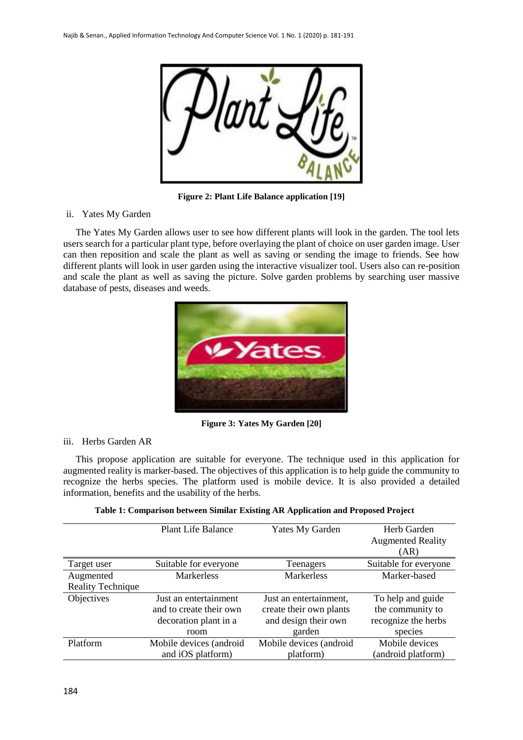Figure 2: Plant Life Balance application [19]

ii. Yates My Garden

The Yates My Garden allows user to see how different plants will look in the garden. The tool lets users search for a particular plant type, before overlaying the plant of choice on user garden image. User can then reposition and scale the plant as well as saving or sending the image to friends. See how different plants will look in user garden using the interactive visualizer tool. Users also can re-position and scale the plant as well as saving the picture. Solve garden problems by searching user massive database of pests, diseases and weeds.

Figure 3: Yates My Garden [20]

iii. Herbs Garden AR

This propose application are suitable for everyone. The technique used in this application for augmented reality is marker-based. The objectives of this application is to help guide the community to recognize the herbs species. The platform used is mobile device. It is also provided a detailed information, benefits and the usability of the herbs.

**Table 1: Comparison between Similar Existing AR Application and Proposed Project**

| | Plant Life Balance | Yates My Garden | Herb Garden Augmented Reality (AR) |
|---|---|---|---|
| Target user | Suitable for everyone | Teenagers | Suitable for everyone |
| Augmented Reality Technique | Markerless | Markerless | Marker-based |
| Objectives | Just an entertainment and to create their own decoration plant in a room | Just an entertainment, create their own plants and design their own garden | To help and guide the community to recognize the herbs species |
| Platform | Mobile devices (android and iOS platform) | Mobile devices (android platform) | Mobile devices (android platform) |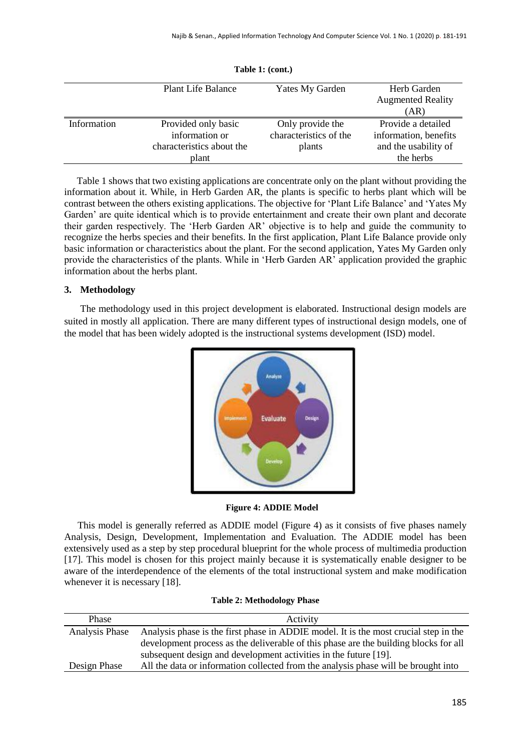**Table 1: (cont.)**

| | Plant Life Balance | Yates My Garden | Herb Garden Augmented Reality (AR) |
|---|---|---|---|
| Information | Provided only basic information or characteristics about the plant | Only provide the characteristics of the plants | Provide a detailed information, benefits and the usability of the herbs |

Table 1 shows that two existing applications are concentrate only on the plant without providing the information about it. While, in Herb Garden AR, the plants is specific to herbs plant which will be contrast between the others existing applications. The objective for 'Plant Life Balance' and 'Yates My Garden' are quite identical which is to provide entertainment and create their own plant and decorate their garden respectively. The 'Herb Garden AR' objective is to help and guide the community to recognize the herbs species and their benefits. In the first application, Plant Life Balance provide only basic information or characteristics about the plant. For the second application, Yates My Garden only provide the characteristics of the plants. While in 'Herb Garden AR' application provided the graphic information about the herbs plant.

## 3. Methodology

The methodology used in this project development is elaborated. Instructional design models are suited in mostly all application. There are many different types of instructional design models, one of the model that has been widely adopted is the instructional systems development (ISD) model.

**Figure 4: ADDIE Model**

This model is generally referred as ADDIE model (Figure 4) as it consists of five phases namely Analysis, Design, Development, Implementation and Evaluation. The ADDIE model has been extensively used as a step by step procedural blueprint for the whole process of multimedia production [17]. This model is chosen for this project mainly because it is systematically enable designer to be aware of the interdependence of the elements of the total instructional system and make modification whenever it is necessary [18].

**Table 2: Methodology Phase**

| Phase | Activity |
|---|---|
| Analysis Phase | Analysis phase is the first phase in ADDIE model. It is the most crucial step in the development process as the deliverable of this phase are the building blocks for all subsequent design and development activities in the future [19]. |
| Design Phase | All the data or information collected from the analysis phase will be brought into |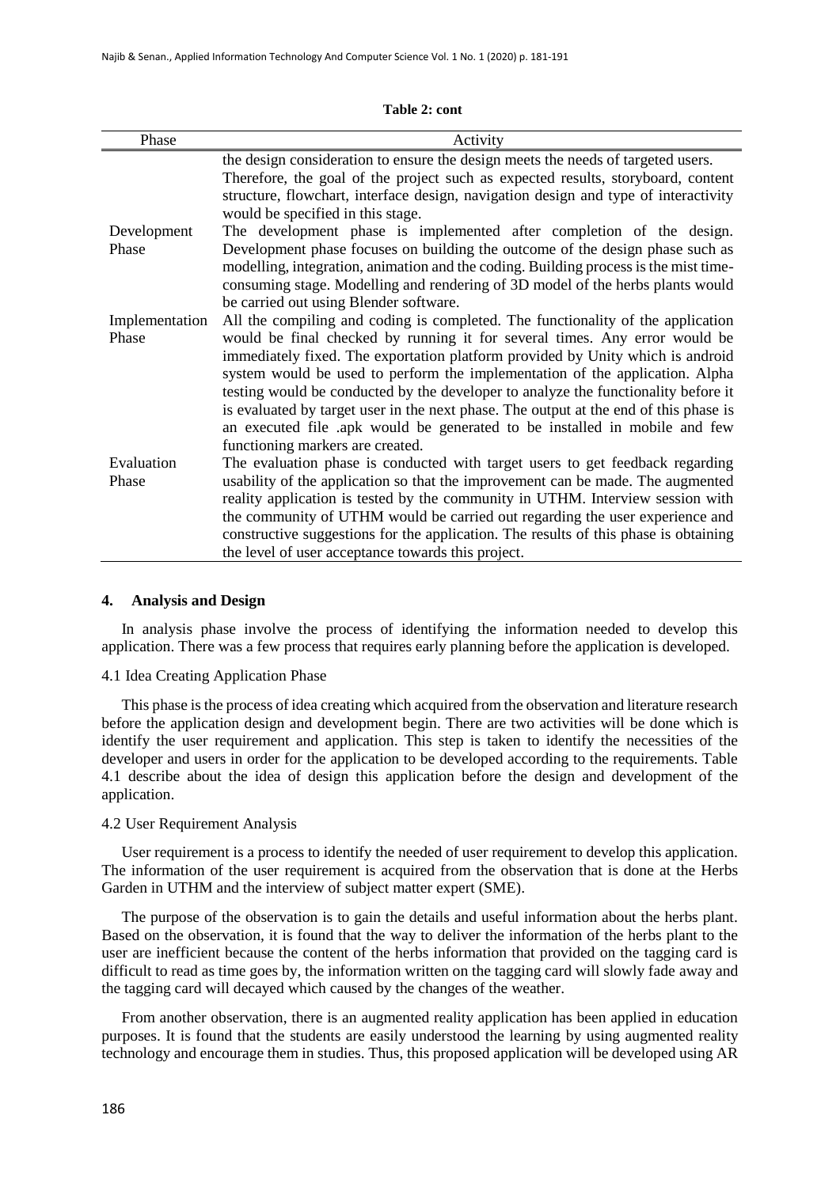**Table 2: cont**

| Phase | Activity |
|---|---|
| | the design consideration to ensure the design meets the needs of targeted users. Therefore, the goal of the project such as expected results, storyboard, content structure, flowchart, interface design, navigation design and type of interactivity would be specified in this stage. |
| Development Phase | The development phase is implemented after completion of the design. Development phase focuses on building the outcome of the design phase such as modelling, integration, animation and the coding. Building process is the mist time-consuming stage. Modelling and rendering of 3D model of the herbs plants would be carried out using Blender software. |
| Implementation Phase | All the compiling and coding is completed. The functionality of the application would be final checked by running it for several times. Any error would be immediately fixed. The exportation platform provided by Unity which is android system would be used to perform the implementation of the application. Alpha testing would be conducted by the developer to analyze the functionality before it is evaluated by target user in the next phase. The output at the end of this phase is an executed file .apk would be generated to be installed in mobile and few functioning markers are created. |
| Evaluation Phase | The evaluation phase is conducted with target users to get feedback regarding usability of the application so that the improvement can be made. The augmented reality application is tested by the community in UTHM. Interview session with the community of UTHM would be carried out regarding the user experience and constructive suggestions for the application. The results of this phase is obtaining the level of user acceptance towards this project. |

## 4. Analysis and Design

In analysis phase involve the process of identifying the information needed to develop this application. There was a few process that requires early planning before the application is developed.

### 4.1 Idea Creating Application Phase

This phase is the process of idea creating which acquired from the observation and literature research before the application design and development begin. There are two activities will be done which is identify the user requirement and application. This step is taken to identify the necessities of the developer and users in order for the application to be developed according to the requirements. Table 4.1 describe about the idea of design this application before the design and development of the application.

### 4.2 User Requirement Analysis

User requirement is a process to identify the needed of user requirement to develop this application. The information of the user requirement is acquired from the observation that is done at the Herbs Garden in UTHM and the interview of subject matter expert (SME).

The purpose of the observation is to gain the details and useful information about the herbs plant. Based on the observation, it is found that the way to deliver the information of the herbs plant to the user are inefficient because the content of the herbs information that provided on the tagging card is difficult to read as time goes by, the information written on the tagging card will slowly fade away and the tagging card will decayed which caused by the changes of the weather.

From another observation, there is an augmented reality application has been applied in education purposes. It is found that the students are easily understood the learning by using augmented reality technology and encourage them in studies. Thus, this proposed application will be developed using AR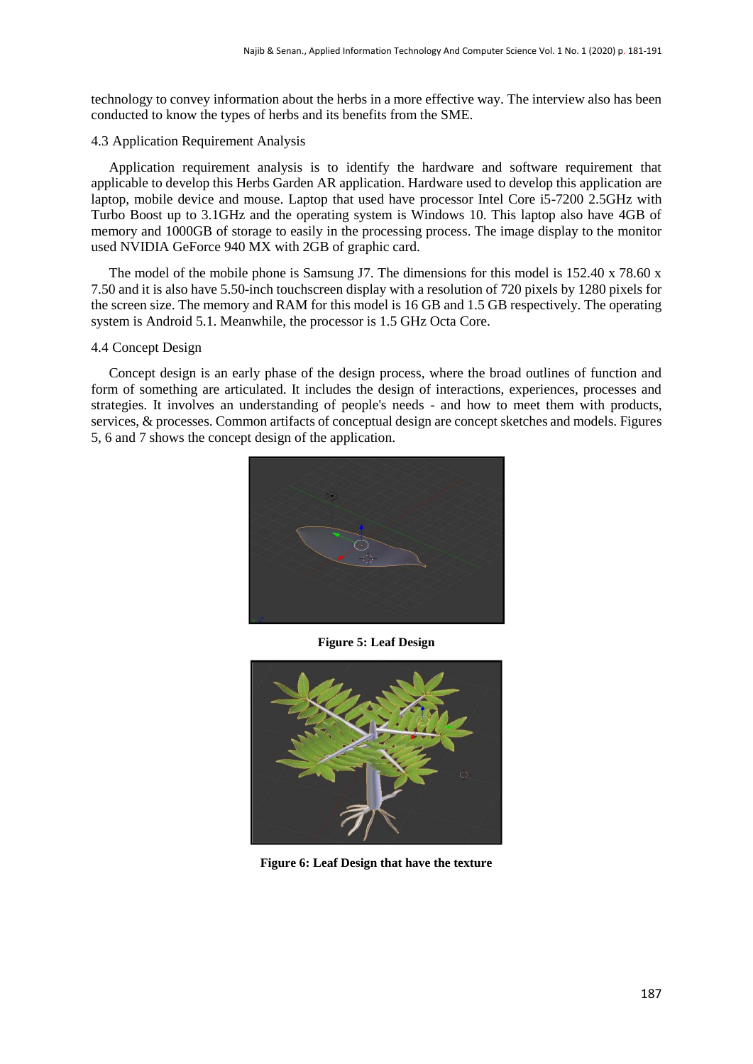technology to convey information about the herbs in a more effective way. The interview also has been conducted to know the types of herbs and its benefits from the SME.

### 4.3 Application Requirement Analysis

Application requirement analysis is to identify the hardware and software requirement that applicable to develop this Herbs Garden AR application. Hardware used to develop this application are laptop, mobile device and mouse. Laptop that used have processor Intel Core i5-7200 2.5GHz with Turbo Boost up to 3.1GHz and the operating system is Windows 10. This laptop also have 4GB of memory and 1000GB of storage to easily in the processing process. The image display to the monitor used NVIDIA GeForce 940 MX with 2GB of graphic card.

The model of the mobile phone is Samsung J7. The dimensions for this model is 152.40 x 78.60 x 7.50 and it is also have 5.50-inch touchscreen display with a resolution of 720 pixels by 1280 pixels for the screen size. The memory and RAM for this model is 16 GB and 1.5 GB respectively. The operating system is Android 5.1. Meanwhile, the processor is 1.5 GHz Octa Core.

### 4.4 Concept Design

Concept design is an early phase of the design process, where the broad outlines of function and form of something are articulated. It includes the design of interactions, experiences, processes and strategies. It involves an understanding of people's needs - and how to meet them with products, services, & processes. Common artifacts of conceptual design are concept sketches and models. Figures 5, 6 and 7 shows the concept design of the application.

**Figure 5: Leaf Design**

**Figure 6: Leaf Design that have the texture**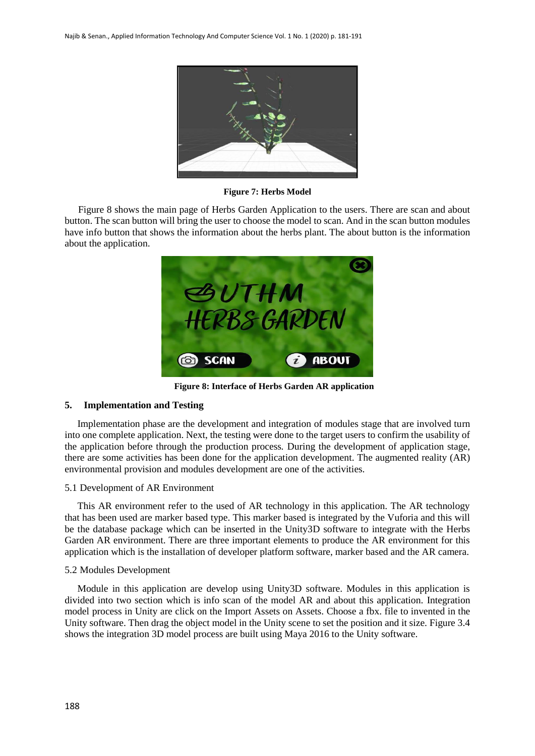**Figure 7: Herbs Model**

Figure 8 shows the main page of Herbs Garden Application to the users. There are scan and about button. The scan button will bring the user to choose the model to scan. And in the scan button modules have info button that shows the information about the herbs plant. The about button is the information about the application.

**Figure 8: Interface of Herbs Garden AR application**

## 5. Implementation and Testing

Implementation phase are the development and integration of modules stage that are involved turn into one complete application. Next, the testing were done to the target users to confirm the usability of the application before through the production process. During the development of application stage, there are some activities has been done for the application development. The augmented reality (AR) environmental provision and modules development are one of the activities.

### 5.1 Development of AR Environment

This AR environment refer to the used of AR technology in this application. The AR technology that has been used are marker based type. This marker based is integrated by the Vuforia and this will be the database package which can be inserted in the Unity3D software to integrate with the Herbs Garden AR environment. There are three important elements to produce the AR environment for this application which is the installation of developer platform software, marker based and the AR camera.

### 5.2 Modules Development

Module in this application are develop using Unity3D software. Modules in this application is divided into two section which is info scan of the model AR and about this application. Integration model process in Unity are click on the Import Assets on Assets. Choose a fbx. file to invented in the Unity software. Then drag the object model in the Unity scene to set the position and it size. Figure 3.4 shows the integration 3D model process are built using Maya 2016 to the Unity software.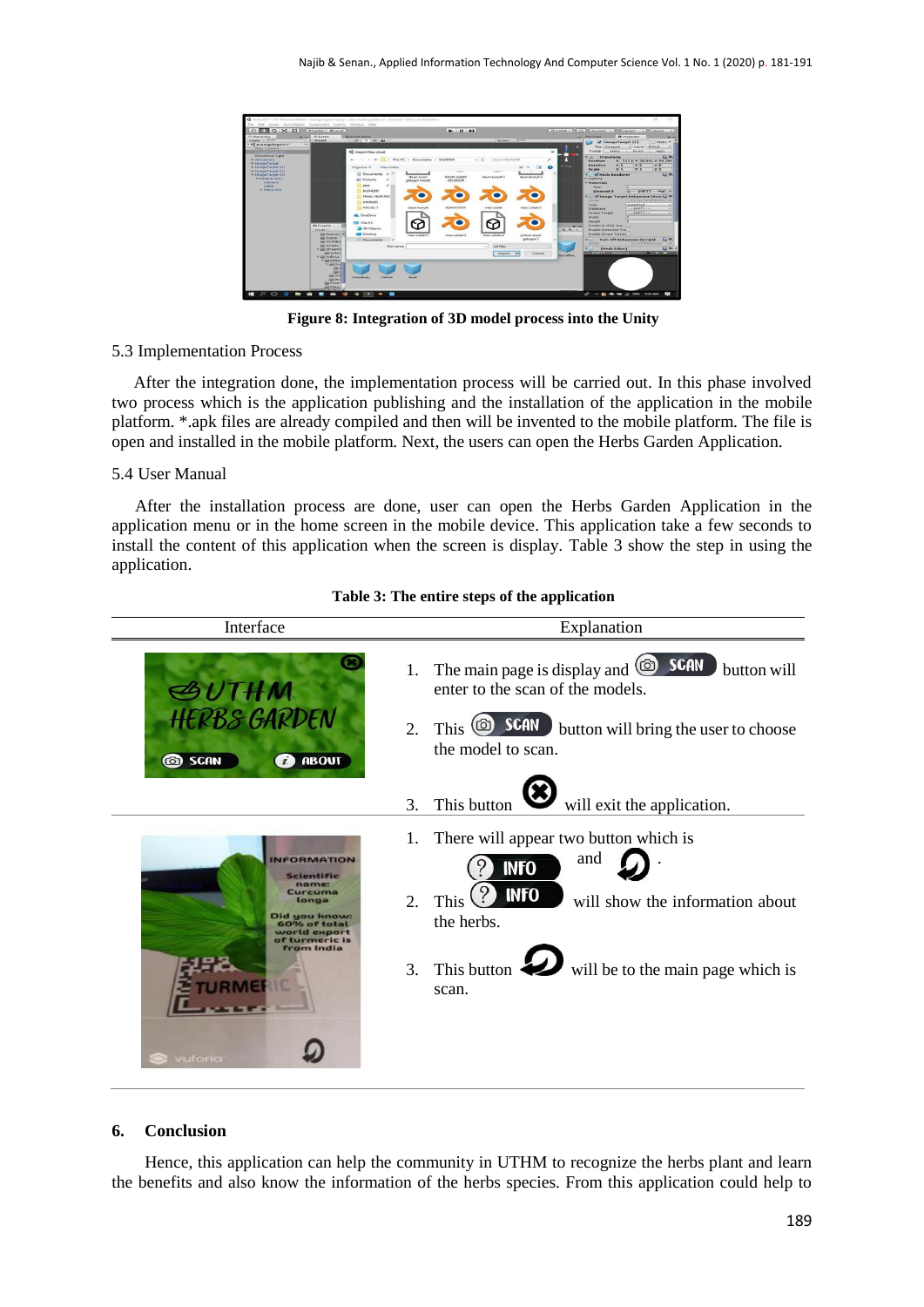Figure 8: Integration of 3D model process into the Unity

5.3 Implementation Process

After the integration done, the implementation process will be carried out. In this phase involved two process which is the application publishing and the installation of the application in the mobile platform. *.apk files are already compiled and then will be invented to the mobile platform. The file is open and installed in the mobile platform. Next, the users can open the Herbs Garden Application.

5.4 User Manual

After the installation process are done, user can open the Herbs Garden Application in the application menu or in the home screen in the mobile device. This application take a few seconds to install the content of this application when the screen is display. Table 3 show the step in using the application.

**Table 3: The entire steps of the application**

| Interface | Explanation |
| --- | --- |
| | 1. The main page is display and SCAN button will enter to the scan of the models.<br>2. This SCAN button will bring the user to choose the model to scan.<br>3. This button will exit the application. |
| | 1. There will appear two button which is INFO and .<br>2. This INFO will show the information about the herbs.<br>3. This button will be to the main page which is scan. |

## 6. Conclusion

Hence, this application can help the community in UTHM to recognize the herbs plant and learn the benefits and also know the information of the herbs species. From this application could help to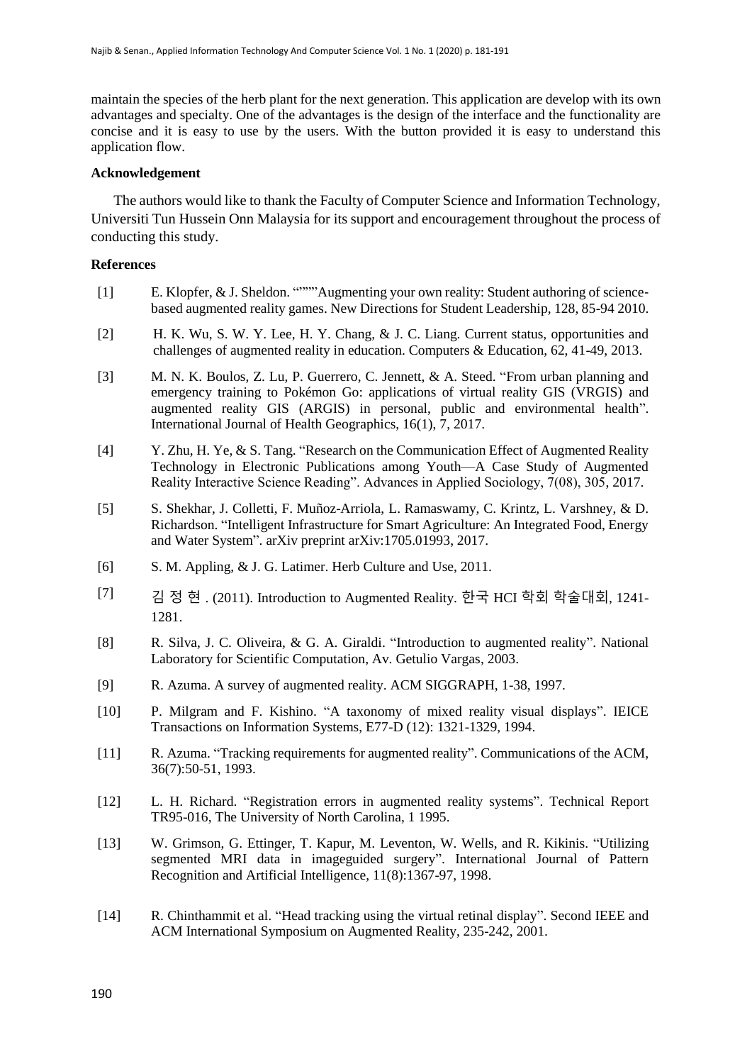maintain the species of the herb plant for the next generation. This application are develop with its own advantages and specialty. One of the advantages is the design of the interface and the functionality are concise and it is easy to use by the users. With the button provided it is easy to understand this application flow.

**Acknowledgement**

The authors would like to thank the Faculty of Computer Science and Information Technology, Universiti Tun Hussein Onn Malaysia for its support and encouragement throughout the process of conducting this study.

**References**

[1] E. Klopfer, & J. Sheldon. “”””Augmenting your own reality: Student authoring of science-based augmented reality games. New Directions for Student Leadership, 128, 85-94 2010.

[2] H. K. Wu, S. W. Y. Lee, H. Y. Chang, & J. C. Liang. Current status, opportunities and challenges of augmented reality in education. Computers & Education, 62, 41-49, 2013.

[3] M. N. K. Boulos, Z. Lu, P. Guerrero, C. Jennett, & A. Steed. “From urban planning and emergency training to Pokémon Go: applications of virtual reality GIS (VRGIS) and augmented reality GIS (ARGIS) in personal, public and environmental health”. International Journal of Health Geographics, 16(1), 7, 2017.

[4] Y. Zhu, H. Ye, & S. Tang. “Research on the Communication Effect of Augmented Reality Technology in Electronic Publications among Youth—A Case Study of Augmented Reality Interactive Science Reading”. Advances in Applied Sociology, 7(08), 305, 2017.

[5] S. Shekhar, J. Colletti, F. Muñoz-Arriola, L. Ramaswamy, C. Krintz, L. Varshney, & D. Richardson. “Intelligent Infrastructure for Smart Agriculture: An Integrated Food, Energy and Water System”. arXiv preprint arXiv:1705.01993, 2017.

[6] S. M. Appling, & J. G. Latimer. Herb Culture and Use, 2011.

[7] 김 정 현 . (2011). Introduction to Augmented Reality. 한국 HCI 학회 학술대회, 1241-1281.

[8] R. Silva, J. C. Oliveira, & G. A. Giraldi. “Introduction to augmented reality”. National Laboratory for Scientific Computation, Av. Getulio Vargas, 2003.

[9] R. Azuma. A survey of augmented reality. ACM SIGGRAPH, 1-38, 1997.

[10] P. Milgram and F. Kishino. “A taxonomy of mixed reality visual displays”. IEICE Transactions on Information Systems, E77-D (12): 1321-1329, 1994.

[11] R. Azuma. “Tracking requirements for augmented reality”. Communications of the ACM, 36(7):50-51, 1993.

[12] L. H. Richard. “Registration errors in augmented reality systems”. Technical Report TR95-016, The University of North Carolina, 1 1995.

[13] W. Grimson, G. Ettinger, T. Kapur, M. Leventon, W. Wells, and R. Kikinis. “Utilizing segmented MRI data in imageguided surgery”. International Journal of Pattern Recognition and Artificial Intelligence, 11(8):1367-97, 1998.

[14] R. Chinthammit et al. “Head tracking using the virtual retinal display”. Second IEEE and ACM International Symposium on Augmented Reality, 235-242, 2001.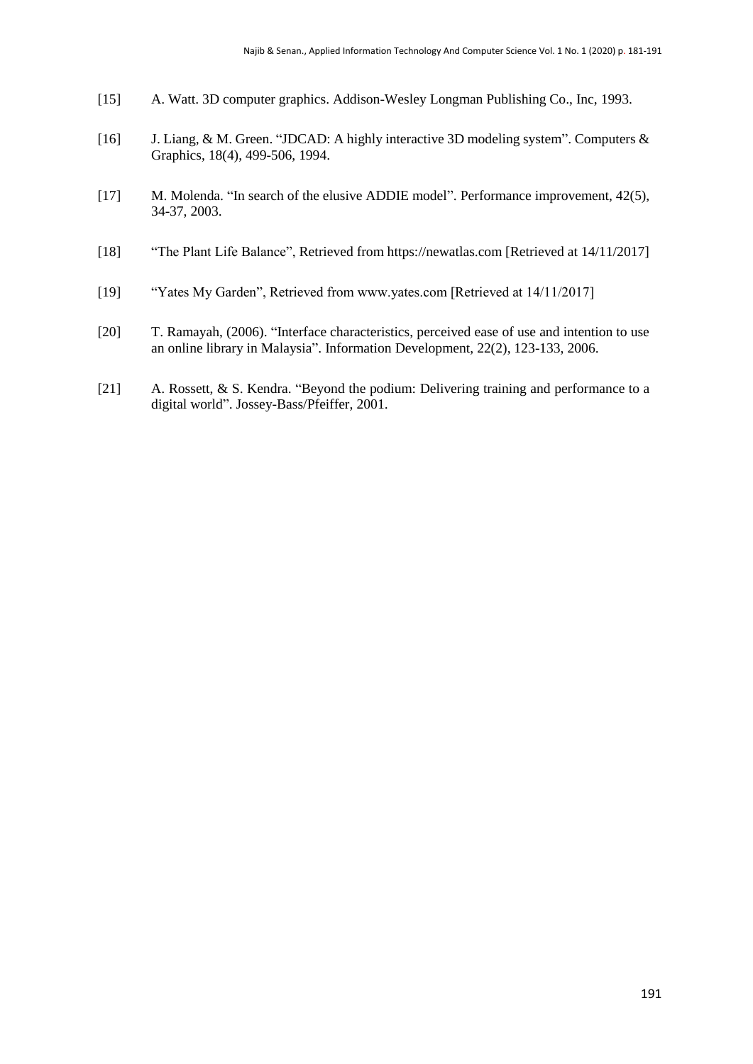[15] A. Watt. 3D computer graphics. Addison-Wesley Longman Publishing Co., Inc, 1993.

[16] J. Liang, & M. Green. "JDCAD: A highly interactive 3D modeling system". Computers & Graphics, 18(4), 499-506, 1994.

[17] M. Molenda. "In search of the elusive ADDIE model". Performance improvement, 42(5), 34-37, 2003.

[18] "The Plant Life Balance", Retrieved from https://newatlas.com [Retrieved at 14/11/2017]

[19] "Yates My Garden", Retrieved from www.yates.com [Retrieved at 14/11/2017]

[20] T. Ramayah, (2006). "Interface characteristics, perceived ease of use and intention to use an online library in Malaysia". Information Development, 22(2), 123-133, 2006.

[21] A. Rossett, & S. Kendra. "Beyond the podium: Delivering training and performance to a digital world". Jossey-Bass/Pfeiffer, 2001.